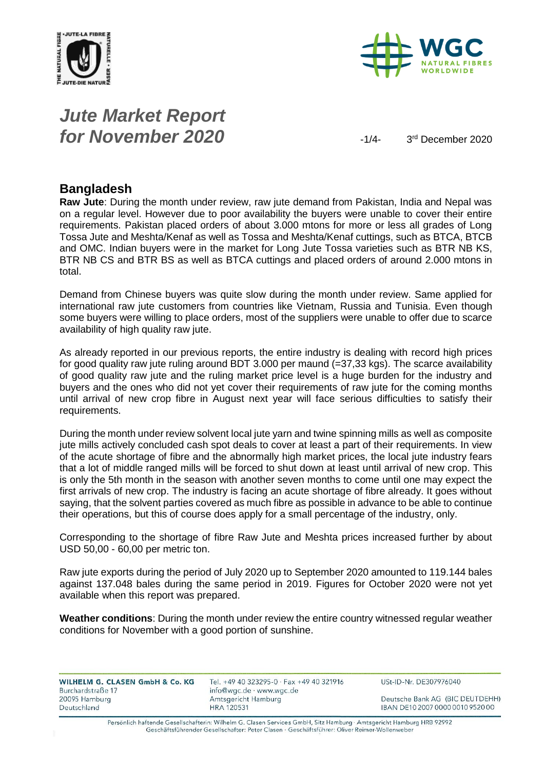# *Jute Market Report for November 2020*

3rd December 2020

## Bangladesh

**Raw Jute**: During the month under review, raw jute demand from Pakistan, India and Nepal was on a regular level. However due to poor availability the buyers were unable to cover their entire requirements. Pakistan placed orders of about 3.000 mtons for more or less all grades of Long Tossa Jute and Meshta/Kenaf as well as Tossa and Meshta/Kenaf cuttings, such as BTCA, BTCB and OMC. Indian buyers were in the market for Long Jute Tossa varieties such as BTR NB KS, BTR NB CS and BTR BS as well as BTCA cuttings and placed orders of around 2.000 mtons in total.

Demand from Chinese buyers was quite slow during the month under review. Same applied for international raw jute customers from countries like Vietnam, Russia and Tunisia. Even though some buyers were willing to place orders, most of the suppliers were unable to offer due to scarce availability of high quality raw jute.

As already reported in our previous reports, the entire industry is dealing with record high prices for good quality raw jute ruling around BDT 3.000 per maund (=37,33 kgs). The scarce availability of good quality raw jute and the ruling market price level is a huge burden for the industry and buyers and the ones who did not yet cover their requirements of raw jute for the coming months until arrival of new crop fibre in August next year will face serious difficulties to satisfy their requirements.

During the month under review solvent local jute yarn and twine spinning mills as well as composite jute mills actively concluded cash spot deals to cover at least a part of their requirements. In view of the acute shortage of fibre and the abnormally high market prices, the local jute industry fears that a lot of middle ranged mills will be forced to shut down at least until arrival of new crop. This is only the 5th month in the season with another seven months to come until one may expect the first arrivals of new crop. The industry is facing an acute shortage of fibre already. It goes without saying, that the solvent parties covered as much fibre as possible in advance to be able to continue their operations, but this of course does apply for a small percentage of the industry, only.

Corresponding to the shortage of fibre Raw Jute and Meshta prices increased further by about USD 50,00 - 60,00 per metric ton.

Raw jute exports during the period of July 2020 up to September 2020 amounted to 119.144 bales against 137.048 bales during the same period in 2019. Figures for October 2020 were not yet available when this report was prepared.

**Weather conditions**: During the month under review the entire country witnessed regular weather conditions for November with a good portion of sunshine.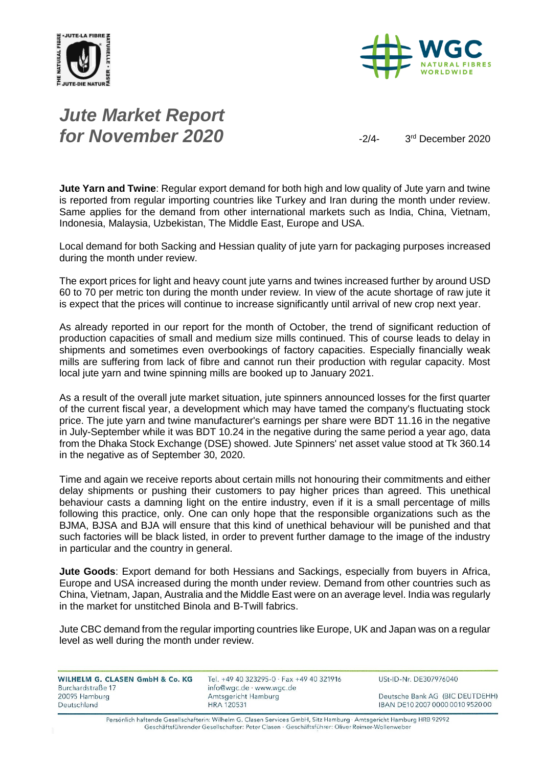**Jute Yarn and Twine**: Regular export demand for both high and low quality of Jute yarn and twine is reported from regular importing countries like Turkey and Iran during the month under review. Same applies for the demand from other international markets such as India, China, Vietnam, Indonesia, Malaysia, Uzbekistan, The Middle East, Europe and USA.

Local demand for both Sacking and Hessian quality of jute yarn for packaging purposes increased during the month under review.

The export prices for light and heavy count jute yarns and twines increased further by around USD 60 to 70 per metric ton during the month under review. In view of the acute shortage of raw jute it is expect that the prices will continue to increase significantly until arrival of new crop next year.

As already reported in our report for the month of October, the trend of significant reduction of production capacities of small and medium size mills continued. This of course leads to delay in shipments and sometimes even overbookings of factory capacities. Especially financially weak mills are suffering from lack of fibre and cannot run their production with regular capacity. Most local jute yarn and twine spinning mills are booked up to January 2021.

As a result of the overall jute market situation, jute spinners announced losses for the first quarter of the current fiscal year, a development which may have tamed the company's fluctuating stock price. The jute yarn and twine manufacturer's earnings per share were BDT 11.16 in the negative in July-September while it was BDT 10.24 in the negative during the same period a year ago, data from the Dhaka Stock Exchange (DSE) showed. Jute Spinners' net asset value stood at Tk 360.14 in the negative as of September 30, 2020.

Time and again we receive reports about certain mills not honouring their commitments and either delay shipments or pushing their customers to pay higher prices than agreed. This unethical behaviour casts a damning light on the entire industry, even if it is a small percentage of mills following this practice, only. One can only hope that the responsible organizations such as the BJMA, BJSA and BJA will ensure that this kind of unethical behaviour will be punished and that such factories will be black listed, in order to prevent further damage to the image of the industry in particular and the country in general.

**Jute Goods**: Export demand for both Hessians and Sackings, especially from buyers in Africa, Europe and USA increased during the month under review. Demand from other countries such as China, Vietnam, Japan, Australia and the Middle East were on an average level. India was regularly in the market for unstitched Binola and B-Twill fabrics.

Jute CBC demand from the regular importing countries like Europe, UK and Japan was on a regular level as well during the month under review.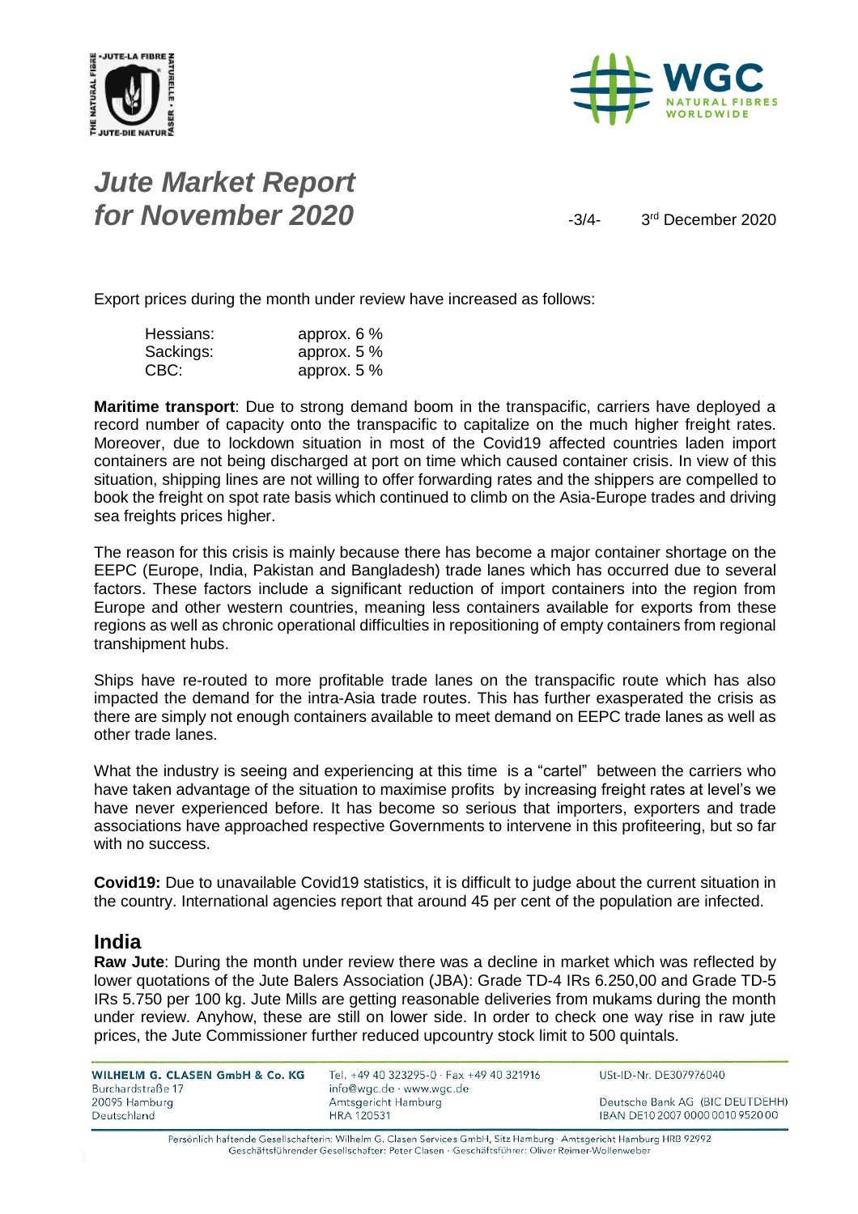Export prices during the month under review have increased as follows:

| | |
|---|---|
| Hessians: | approx. 6 % |
| Sackings: | approx. 5 % |
| CBC: | approx. 5 % |

**Maritime transport**: Due to strong demand boom in the transpacific, carriers have deployed a record number of capacity onto the transpacific to capitalize on the much higher freight rates. Moreover, due to lockdown situation in most of the Covid19 affected countries laden import containers are not being discharged at port on time which caused container crisis. In view of this situation, shipping lines are not willing to offer forwarding rates and the shippers are compelled to book the freight on spot rate basis which continued to climb on the Asia-Europe trades and driving sea freights prices higher.

The reason for this crisis is mainly because there has become a major container shortage on the EEPC (Europe, India, Pakistan and Bangladesh) trade lanes which has occurred due to several factors. These factors include a significant reduction of import containers into the region from Europe and other western countries, meaning less containers available for exports from these regions as well as chronic operational difficulties in repositioning of empty containers from regional transhipment hubs.

Ships have re-routed to more profitable trade lanes on the transpacific route which has also impacted the demand for the intra-Asia trade routes. This has further exasperated the crisis as there are simply not enough containers available to meet demand on EEPC trade lanes as well as other trade lanes.

What the industry is seeing and experiencing at this time is a "cartel" between the carriers who have taken advantage of the situation to maximise profits by increasing freight rates at level's we have never experienced before. It has become so serious that importers, exporters and trade associations have approached respective Governments to intervene in this profiteering, but so far with no success.

**Covid19:** Due to unavailable Covid19 statistics, it is difficult to judge about the current situation in the country. International agencies report that around 45 per cent of the population are infected.

## India

**Raw Jute**: During the month under review there was a decline in market which was reflected by lower quotations of the Jute Balers Association (JBA): Grade TD-4 IRs 6.250,00 and Grade TD-5 IRs 5.750 per 100 kg. Jute Mills are getting reasonable deliveries from mukams during the month under review. Anyhow, these are still on lower side. In order to check one way rise in raw jute prices, the Jute Commissioner further reduced upcountry stock limit to 500 quintals.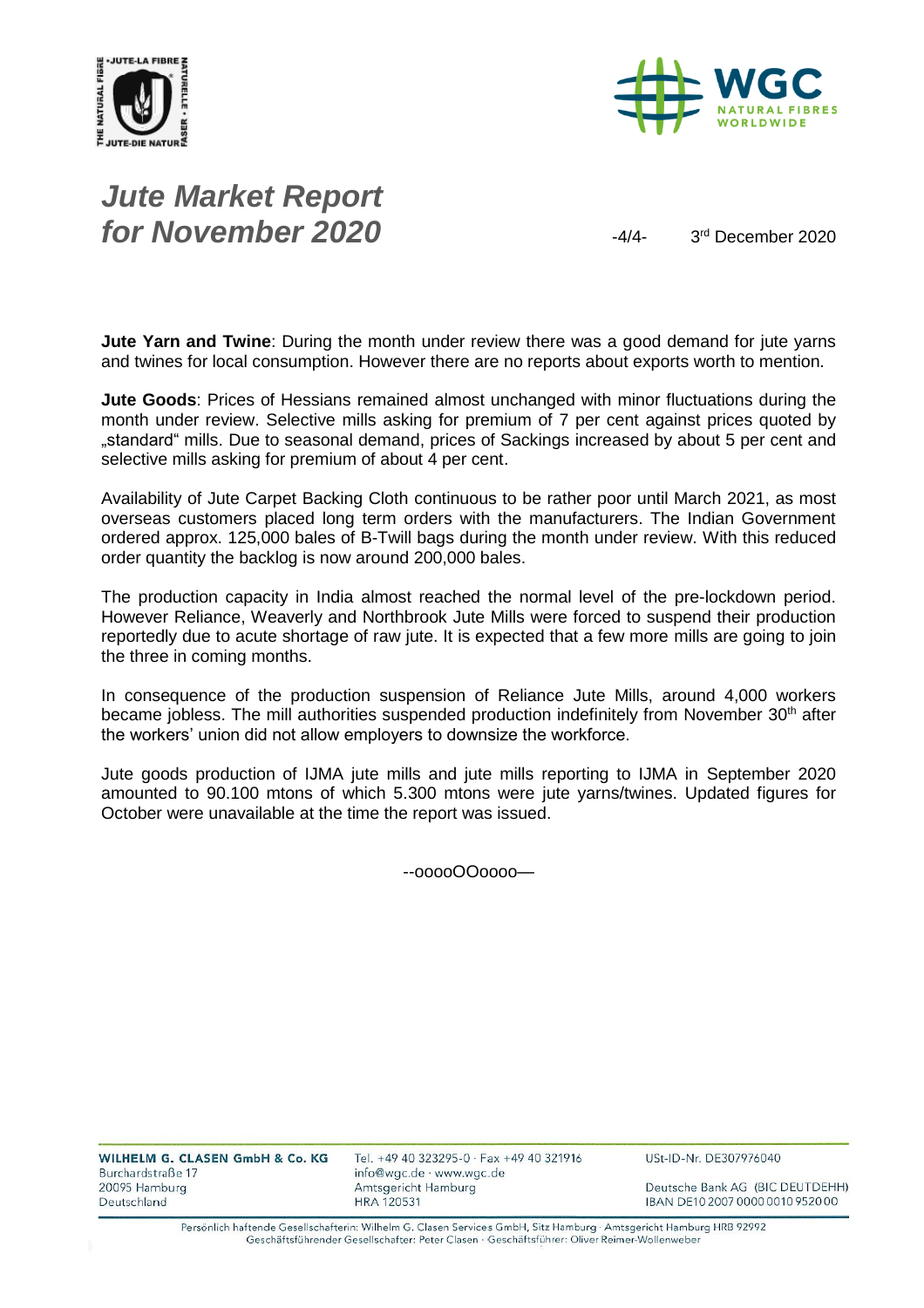*Jute Market Report for November 2020*

3rd December 2020

**Jute Yarn and Twine**: During the month under review there was a good demand for jute yarns and twines for local consumption. However there are no reports about exports worth to mention.

**Jute Goods**: Prices of Hessians remained almost unchanged with minor fluctuations during the month under review. Selective mills asking for premium of 7 per cent against prices quoted by „standard" mills. Due to seasonal demand, prices of Sackings increased by about 5 per cent and selective mills asking for premium of about 4 per cent.

Availability of Jute Carpet Backing Cloth continuous to be rather poor until March 2021, as most overseas customers placed long term orders with the manufacturers. The Indian Government ordered approx. 125,000 bales of B-Twill bags during the month under review. With this reduced order quantity the backlog is now around 200,000 bales.

The production capacity in India almost reached the normal level of the pre-lockdown period. However Reliance, Weaverly and Northbrook Jute Mills were forced to suspend their production reportedly due to acute shortage of raw jute. It is expected that a few more mills are going to join the three in coming months.

In consequence of the production suspension of Reliance Jute Mills, around 4,000 workers became jobless. The mill authorities suspended production indefinitely from November 30th after the workers' union did not allow employers to downsize the workforce.

Jute goods production of IJMA jute mills and jute mills reporting to IJMA in September 2020 amounted to 90.100 mtons of which 5.300 mtons were jute yarns/twines. Updated figures for October were unavailable at the time the report was issued.

--ooooOOoooo—